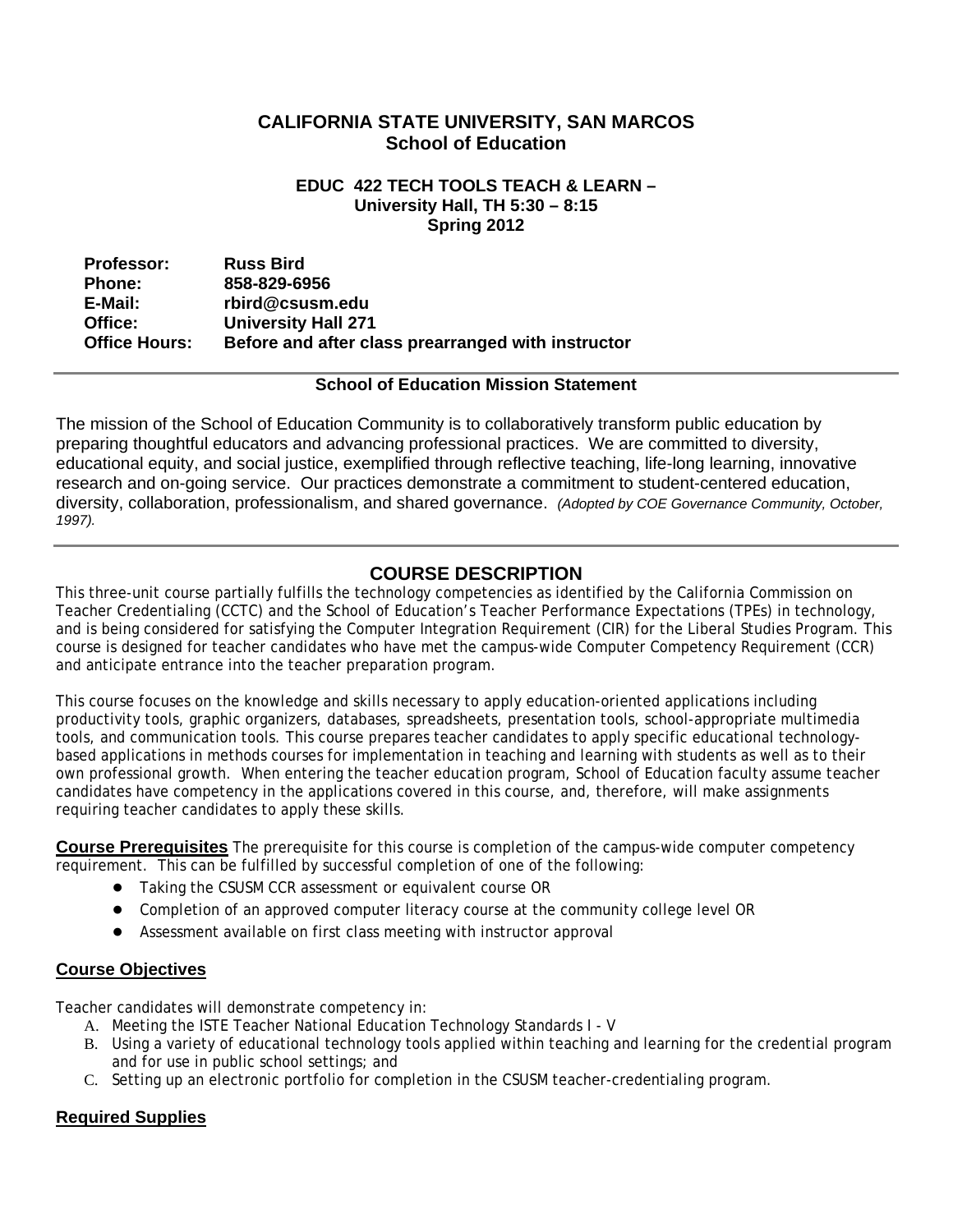# CALIFORNIA STATE UNIVERSITY, SAN MARCOS
## School of Education

**EDUC 422 TECH TOOLS TEACH & LEARN –**
**University Hall, TH 5:30 – 8:15**
**Spring 2012**

| | |
|---|---|
| **Professor:** | **Russ Bird** |
| **Phone:** | **858-829-6956** |
| **E-Mail:** | **rbird@csusm.edu** |
| **Office:** | **University Hall 271** |
| **Office Hours:** | **Before and after class prearranged with instructor** |

---

**School of Education Mission Statement**

The mission of the School of Education Community is to collaboratively transform public education by preparing thoughtful educators and advancing professional practices. We are committed to diversity, educational equity, and social justice, exemplified through reflective teaching, life-long learning, innovative research and on-going service. Our practices demonstrate a commitment to student-centered education, diversity, collaboration, professionalism, and shared governance. *(Adopted by COE Governance Community, October, 1997).*

---

## COURSE DESCRIPTION

This three-unit course partially fulfills the technology competencies as identified by the California Commission on Teacher Credentialing (CCTC) and the School of Education's Teacher Performance Expectations (TPEs) in technology, and is being considered for satisfying the Computer Integration Requirement (CIR) for the Liberal Studies Program. This course is designed for teacher candidates who have met the campus-wide Computer Competency Requirement (CCR) and anticipate entrance into the teacher preparation program.

This course focuses on the knowledge and skills necessary to apply education-oriented applications including productivity tools, graphic organizers, databases, spreadsheets, presentation tools, school-appropriate multimedia tools, and communication tools. This course prepares teacher candidates to apply specific educational technology-based applications in methods courses for implementation in teaching and learning with students as well as to their own professional growth. When entering the teacher education program, School of Education faculty assume teacher candidates have competency in the applications covered in this course, and, therefore, will make assignments requiring teacher candidates to apply these skills.

**Course Prerequisites** The prerequisite for this course is completion of the campus-wide computer competency requirement. This can be fulfilled by successful completion of one of the following:

- Taking the CSUSM CCR assessment or equivalent course OR
- Completion of an approved computer literacy course at the community college level OR
- Assessment available on first class meeting with instructor approval

### Course Objectives

Teacher candidates will demonstrate competency in:

A. Meeting the ISTE Teacher National Education Technology Standards I - V
B. Using a variety of educational technology tools applied within teaching and learning for the credential program and for use in public school settings; and
C. Setting up an electronic portfolio for completion in the CSUSM teacher-credentialing program.

### Required Supplies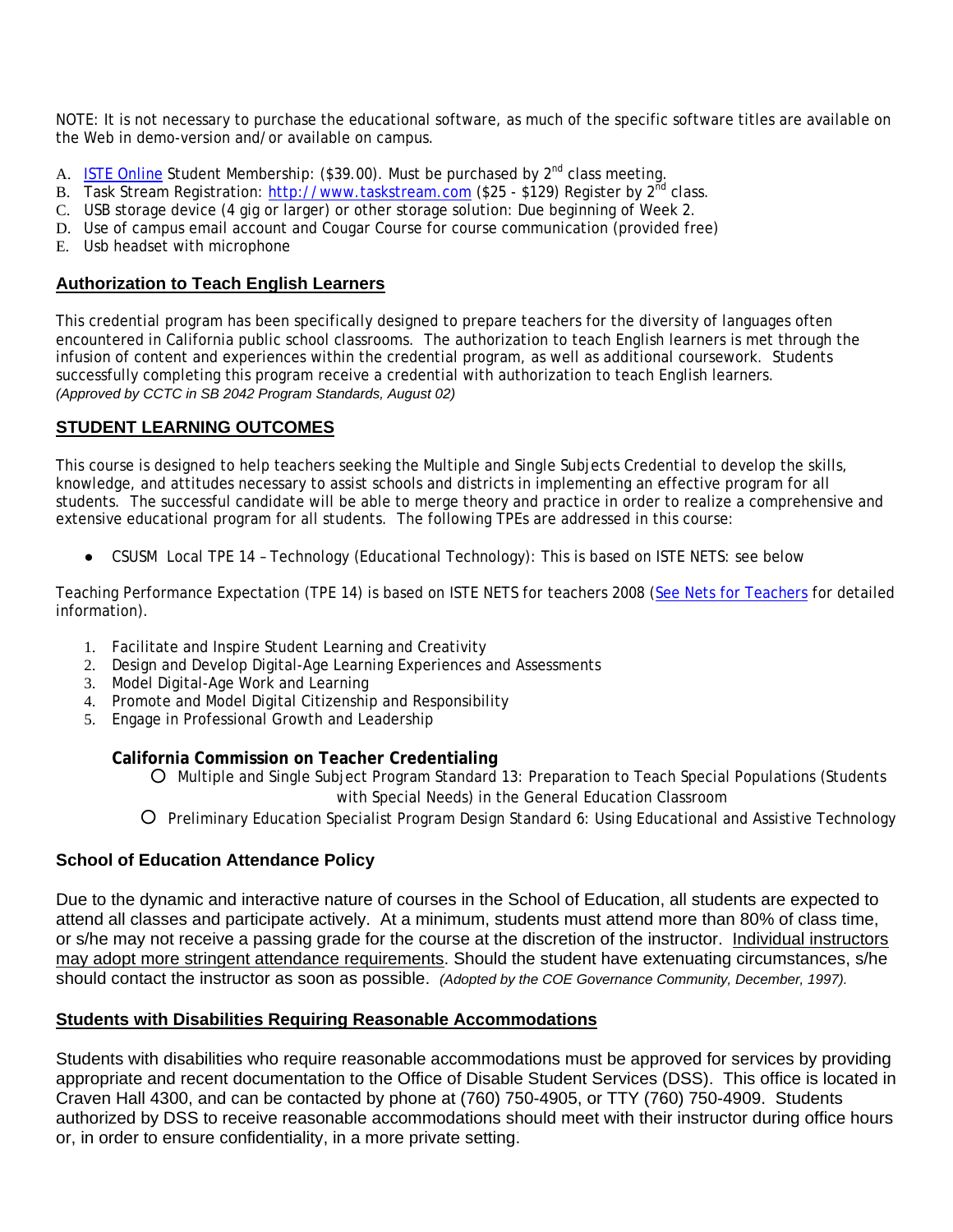NOTE: It is not necessary to purchase the educational software, as much of the specific software titles are available on the Web in demo-version and/or available on campus.

A. [ISTE Online](#) Student Membership: ($39.00). Must be purchased by 2nd class meeting.
B. Task Stream Registration: [http://www.taskstream.com](http://www.taskstream.com) ($25 - $129) Register by 2nd class.
C. USB storage device (4 gig or larger) or other storage solution: Due beginning of Week 2.
D. Use of campus email account and Cougar Course for course communication (provided free)
E. Usb headset with microphone

## Authorization to Teach English Learners

This credential program has been specifically designed to prepare teachers for the diversity of languages often encountered in California public school classrooms. The authorization to teach English learners is met through the infusion of content and experiences within the credential program, as well as additional coursework. Students successfully completing this program receive a credential with authorization to teach English learners.
*(Approved by CCTC in SB 2042 Program Standards, August 02)*

## STUDENT LEARNING OUTCOMES

This course is designed to help teachers seeking the Multiple and Single Subjects Credential to develop the skills, knowledge, and attitudes necessary to assist schools and districts in implementing an effective program for all students. The successful candidate will be able to merge theory and practice in order to realize a comprehensive and extensive educational program for all students. The following TPEs are addressed in this course:

- CSUSM Local TPE 14 – Technology (Educational Technology): This is based on ISTE NETS: see below

Teaching Performance Expectation (TPE 14) is based on ISTE NETS for teachers 2008 ([See Nets for Teachers](#) for detailed information).

1. Facilitate and Inspire Student Learning and Creativity
2. Design and Develop Digital-Age Learning Experiences and Assessments
3. Model Digital-Age Work and Learning
4. Promote and Model Digital Citizenship and Responsibility
5. Engage in Professional Growth and Leadership

**California Commission on Teacher Credentialing**

- Multiple and Single Subject Program Standard 13: Preparation to Teach Special Populations (Students with Special Needs) in the General Education Classroom
- Preliminary Education Specialist Program Design Standard 6: Using Educational and Assistive Technology

## School of Education Attendance Policy

Due to the dynamic and interactive nature of courses in the School of Education, all students are expected to attend all classes and participate actively. At a minimum, students must attend more than 80% of class time, or s/he may not receive a passing grade for the course at the discretion of the instructor. Individual instructors may adopt more stringent attendance requirements. Should the student have extenuating circumstances, s/he should contact the instructor as soon as possible. *(Adopted by the COE Governance Community, December, 1997).*

## Students with Disabilities Requiring Reasonable Accommodations

Students with disabilities who require reasonable accommodations must be approved for services by providing appropriate and recent documentation to the Office of Disable Student Services (DSS). This office is located in Craven Hall 4300, and can be contacted by phone at (760) 750-4905, or TTY (760) 750-4909. Students authorized by DSS to receive reasonable accommodations should meet with their instructor during office hours or, in order to ensure confidentiality, in a more private setting.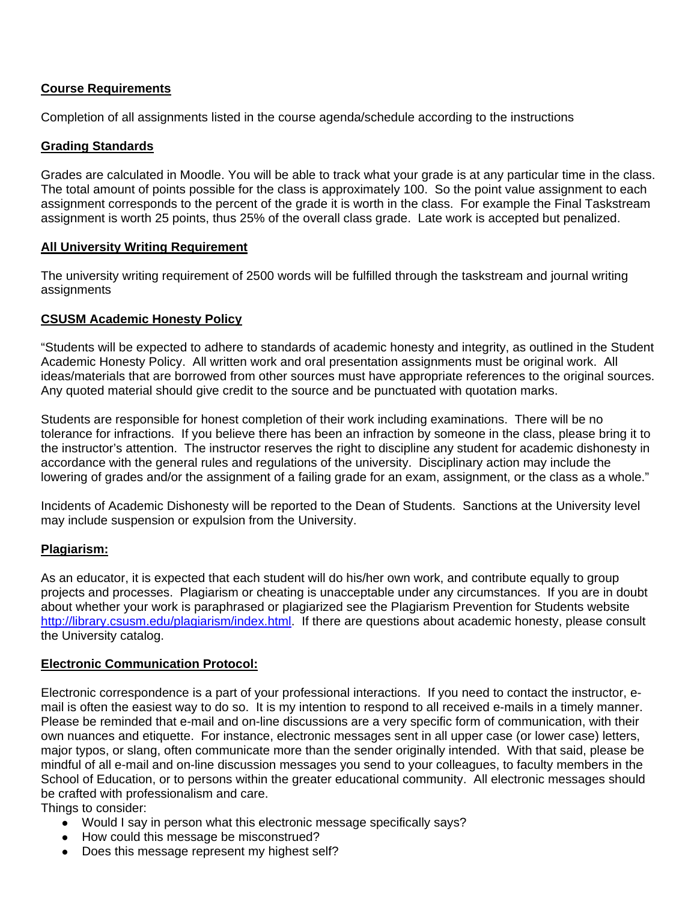**Course Requirements**

Completion of all assignments listed in the course agenda/schedule according to the instructions

**Grading Standards**

Grades are calculated in Moodle. You will be able to track what your grade is at any particular time in the class. The total amount of points possible for the class is approximately 100. So the point value assignment to each assignment corresponds to the percent of the grade it is worth in the class. For example the Final Taskstream assignment is worth 25 points, thus 25% of the overall class grade. Late work is accepted but penalized.

**All University Writing Requirement**

The university writing requirement of 2500 words will be fulfilled through the taskstream and journal writing assignments

**CSUSM Academic Honesty Policy**

"Students will be expected to adhere to standards of academic honesty and integrity, as outlined in the Student Academic Honesty Policy. All written work and oral presentation assignments must be original work. All ideas/materials that are borrowed from other sources must have appropriate references to the original sources. Any quoted material should give credit to the source and be punctuated with quotation marks.

Students are responsible for honest completion of their work including examinations. There will be no tolerance for infractions. If you believe there has been an infraction by someone in the class, please bring it to the instructor's attention. The instructor reserves the right to discipline any student for academic dishonesty in accordance with the general rules and regulations of the university. Disciplinary action may include the lowering of grades and/or the assignment of a failing grade for an exam, assignment, or the class as a whole."

Incidents of Academic Dishonesty will be reported to the Dean of Students. Sanctions at the University level may include suspension or expulsion from the University.

**Plagiarism:**

As an educator, it is expected that each student will do his/her own work, and contribute equally to group projects and processes. Plagiarism or cheating is unacceptable under any circumstances. If you are in doubt about whether your work is paraphrased or plagiarized see the Plagiarism Prevention for Students website [http://library.csusm.edu/plagiarism/index.html](http://library.csusm.edu/plagiarism/index.html). If there are questions about academic honesty, please consult the University catalog.

**Electronic Communication Protocol:**

Electronic correspondence is a part of your professional interactions. If you need to contact the instructor, e-mail is often the easiest way to do so. It is my intention to respond to all received e-mails in a timely manner. Please be reminded that e-mail and on-line discussions are a very specific form of communication, with their own nuances and etiquette. For instance, electronic messages sent in all upper case (or lower case) letters, major typos, or slang, often communicate more than the sender originally intended. With that said, please be mindful of all e-mail and on-line discussion messages you send to your colleagues, to faculty members in the School of Education, or to persons within the greater educational community. All electronic messages should be crafted with professionalism and care.

Things to consider:

- Would I say in person what this electronic message specifically says?
- How could this message be misconstrued?
- Does this message represent my highest self?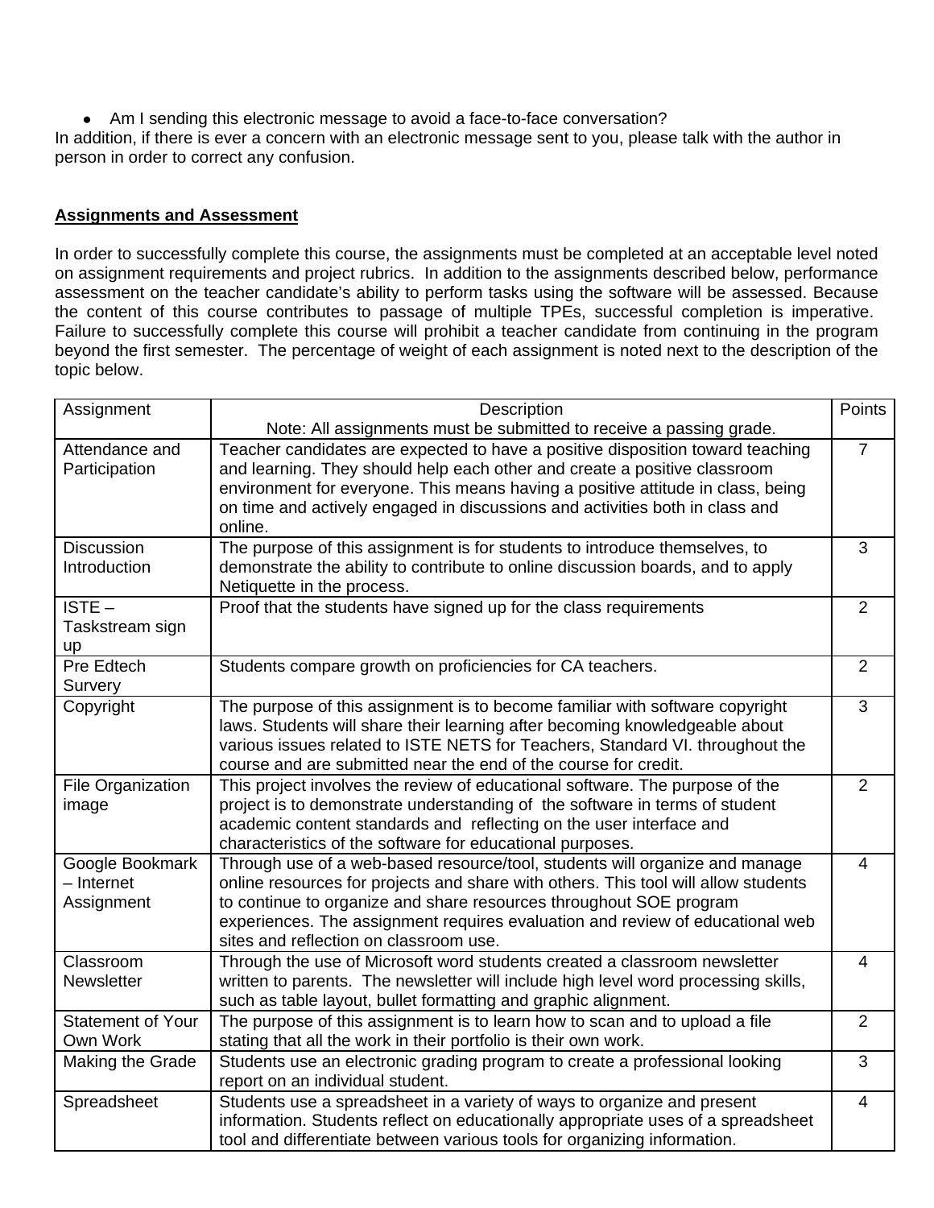- Am I sending this electronic message to avoid a face-to-face conversation?

In addition, if there is ever a concern with an electronic message sent to you, please talk with the author in person in order to correct any confusion.

## Assignments and Assessment

In order to successfully complete this course, the assignments must be completed at an acceptable level noted on assignment requirements and project rubrics. In addition to the assignments described below, performance assessment on the teacher candidate's ability to perform tasks using the software will be assessed. Because the content of this course contributes to passage of multiple TPEs, successful completion is imperative. Failure to successfully complete this course will prohibit a teacher candidate from continuing in the program beyond the first semester. The percentage of weight of each assignment is noted next to the description of the topic below.

| Assignment | Description<br>Note: All assignments must be submitted to receive a passing grade. | Points |
|---|---|---|
| Attendance and Participation | Teacher candidates are expected to have a positive disposition toward teaching and learning. They should help each other and create a positive classroom environment for everyone. This means having a positive attitude in class, being on time and actively engaged in discussions and activities both in class and online. | 7 |
| Discussion Introduction | The purpose of this assignment is for students to introduce themselves, to demonstrate the ability to contribute to online discussion boards, and to apply Netiquette in the process. | 3 |
| ISTE – Taskstream sign up | Proof that the students have signed up for the class requirements | 2 |
| Pre Edtech Survery | Students compare growth on proficiencies for CA teachers. | 2 |
| Copyright | The purpose of this assignment is to become familiar with software copyright laws. Students will share their learning after becoming knowledgeable about various issues related to ISTE NETS for Teachers, Standard VI. throughout the course and are submitted near the end of the course for credit. | 3 |
| File Organization image | This project involves the review of educational software. The purpose of the project is to demonstrate understanding of the software in terms of student academic content standards and reflecting on the user interface and characteristics of the software for educational purposes. | 2 |
| Google Bookmark – Internet Assignment | Through use of a web-based resource/tool, students will organize and manage online resources for projects and share with others. This tool will allow students to continue to organize and share resources throughout SOE program experiences. The assignment requires evaluation and review of educational web sites and reflection on classroom use. | 4 |
| Classroom Newsletter | Through the use of Microsoft word students created a classroom newsletter written to parents. The newsletter will include high level word processing skills, such as table layout, bullet formatting and graphic alignment. | 4 |
| Statement of Your Own Work | The purpose of this assignment is to learn how to scan and to upload a file stating that all the work in their portfolio is their own work. | 2 |
| Making the Grade | Students use an electronic grading program to create a professional looking report on an individual student. | 3 |
| Spreadsheet | Students use a spreadsheet in a variety of ways to organize and present information. Students reflect on educationally appropriate uses of a spreadsheet tool and differentiate between various tools for organizing information. | 4 |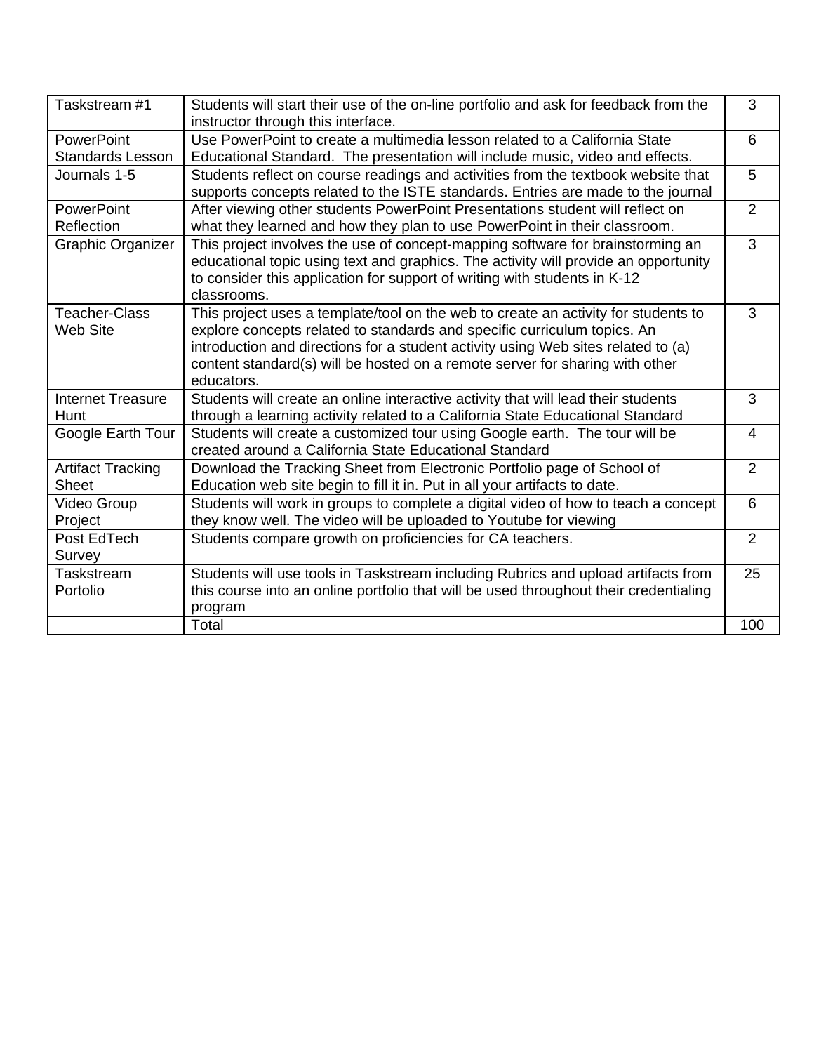| | | |
|---|---|---|
| Taskstream #1 | Students will start their use of the on-line portfolio and ask for feedback from the instructor through this interface. | 3 |
| PowerPoint Standards Lesson | Use PowerPoint to create a multimedia lesson related to a California State Educational Standard. The presentation will include music, video and effects. | 6 |
| Journals 1-5 | Students reflect on course readings and activities from the textbook website that supports concepts related to the ISTE standards. Entries are made to the journal | 5 |
| PowerPoint Reflection | After viewing other students PowerPoint Presentations student will reflect on what they learned and how they plan to use PowerPoint in their classroom. | 2 |
| Graphic Organizer | This project involves the use of concept-mapping software for brainstorming an educational topic using text and graphics. The activity will provide an opportunity to consider this application for support of writing with students in K-12 classrooms. | 3 |
| Teacher-Class Web Site | This project uses a template/tool on the web to create an activity for students to explore concepts related to standards and specific curriculum topics. An introduction and directions for a student activity using Web sites related to (a) content standard(s) will be hosted on a remote server for sharing with other educators. | 3 |
| Internet Treasure Hunt | Students will create an online interactive activity that will lead their students through a learning activity related to a California State Educational Standard | 3 |
| Google Earth Tour | Students will create a customized tour using Google earth. The tour will be created around a California State Educational Standard | 4 |
| Artifact Tracking Sheet | Download the Tracking Sheet from Electronic Portfolio page of School of Education web site begin to fill it in. Put in all your artifacts to date. | 2 |
| Video Group Project | Students will work in groups to complete a digital video of how to teach a concept they know well. The video will be uploaded to Youtube for viewing | 6 |
| Post EdTech Survey | Students compare growth on proficiencies for CA teachers. | 2 |
| Taskstream Portolio | Students will use tools in Taskstream including Rubrics and upload artifacts from this course into an online portfolio that will be used throughout their credentialing program | 25 |
| | Total | 100 |